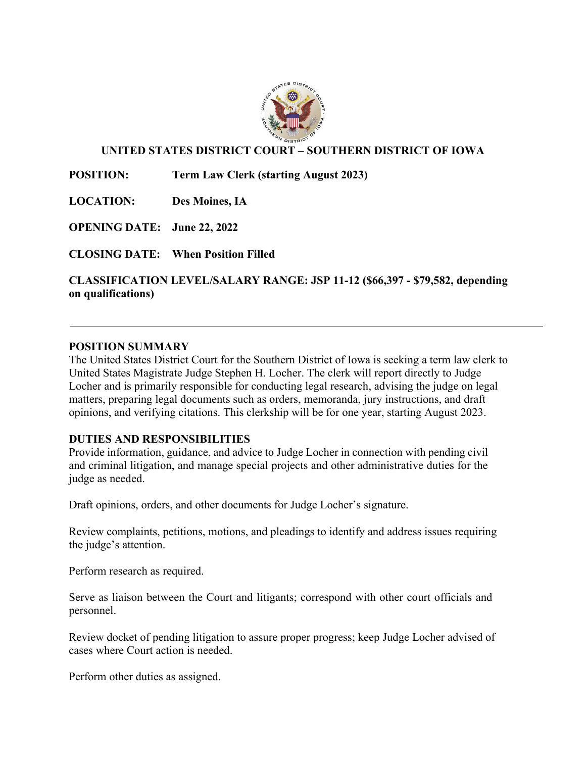# UNITED STATES DISTRICT COURT – SOUTHERN DISTRICT OF IOWA

**POSITION:** Term Law Clerk (starting August 2023)

**LOCATION:** Des Moines, IA

**OPENING DATE:** June 22, 2022

**CLOSING DATE:** When Position Filled

**CLASSIFICATION LEVEL/SALARY RANGE: JSP 11-12 ($66,397 - $79,582, depending on qualifications)**

---

## POSITION SUMMARY

The United States District Court for the Southern District of Iowa is seeking a term law clerk to United States Magistrate Judge Stephen H. Locher. The clerk will report directly to Judge Locher and is primarily responsible for conducting legal research, advising the judge on legal matters, preparing legal documents such as orders, memoranda, jury instructions, and draft opinions, and verifying citations. This clerkship will be for one year, starting August 2023.

## DUTIES AND RESPONSIBILITIES

Provide information, guidance, and advice to Judge Locher in connection with pending civil and criminal litigation, and manage special projects and other administrative duties for the judge as needed.

Draft opinions, orders, and other documents for Judge Locher's signature.

Review complaints, petitions, motions, and pleadings to identify and address issues requiring the judge's attention.

Perform research as required.

Serve as liaison between the Court and litigants; correspond with other court officials and personnel.

Review docket of pending litigation to assure proper progress; keep Judge Locher advised of cases where Court action is needed.

Perform other duties as assigned.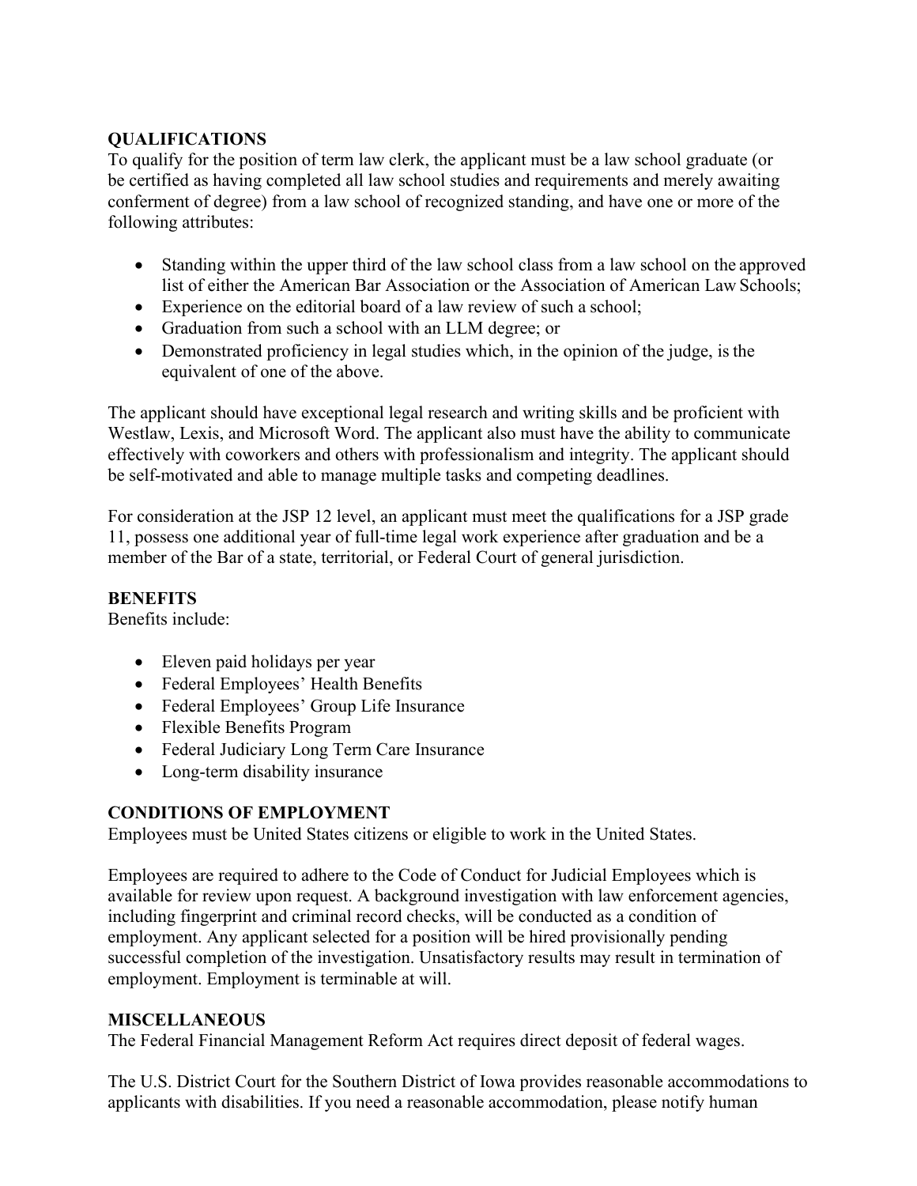**QUALIFICATIONS**
To qualify for the position of term law clerk, the applicant must be a law school graduate (or be certified as having completed all law school studies and requirements and merely awaiting conferment of degree) from a law school of recognized standing, and have one or more of the following attributes:

- Standing within the upper third of the law school class from a law school on the approved list of either the American Bar Association or the Association of American Law Schools;
- Experience on the editorial board of a law review of such a school;
- Graduation from such a school with an LLM degree; or
- Demonstrated proficiency in legal studies which, in the opinion of the judge, is the equivalent of one of the above.

The applicant should have exceptional legal research and writing skills and be proficient with Westlaw, Lexis, and Microsoft Word. The applicant also must have the ability to communicate effectively with coworkers and others with professionalism and integrity. The applicant should be self-motivated and able to manage multiple tasks and competing deadlines.

For consideration at the JSP 12 level, an applicant must meet the qualifications for a JSP grade 11, possess one additional year of full-time legal work experience after graduation and be a member of the Bar of a state, territorial, or Federal Court of general jurisdiction.

**BENEFITS**
Benefits include:

- Eleven paid holidays per year
- Federal Employees' Health Benefits
- Federal Employees' Group Life Insurance
- Flexible Benefits Program
- Federal Judiciary Long Term Care Insurance
- Long-term disability insurance

**CONDITIONS OF EMPLOYMENT**
Employees must be United States citizens or eligible to work in the United States.

Employees are required to adhere to the Code of Conduct for Judicial Employees which is available for review upon request. A background investigation with law enforcement agencies, including fingerprint and criminal record checks, will be conducted as a condition of employment. Any applicant selected for a position will be hired provisionally pending successful completion of the investigation. Unsatisfactory results may result in termination of employment. Employment is terminable at will.

**MISCELLANEOUS**
The Federal Financial Management Reform Act requires direct deposit of federal wages.

The U.S. District Court for the Southern District of Iowa provides reasonable accommodations to applicants with disabilities. If you need a reasonable accommodation, please notify human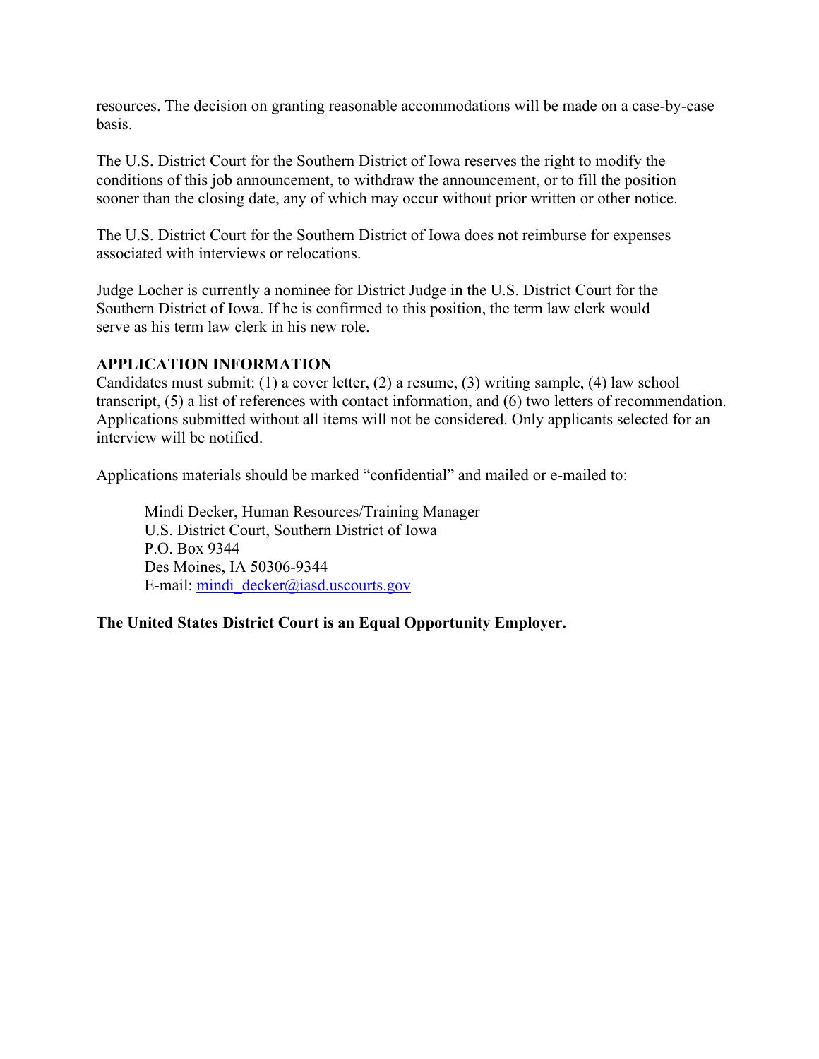resources. The decision on granting reasonable accommodations will be made on a case-by-case basis.

The U.S. District Court for the Southern District of Iowa reserves the right to modify the conditions of this job announcement, to withdraw the announcement, or to fill the position sooner than the closing date, any of which may occur without prior written or other notice.

The U.S. District Court for the Southern District of Iowa does not reimburse for expenses associated with interviews or relocations.

Judge Locher is currently a nominee for District Judge in the U.S. District Court for the Southern District of Iowa. If he is confirmed to this position, the term law clerk would serve as his term law clerk in his new role.

**APPLICATION INFORMATION**

Candidates must submit: (1) a cover letter, (2) a resume, (3) writing sample, (4) law school transcript, (5) a list of references with contact information, and (6) two letters of recommendation. Applications submitted without all items will not be considered. Only applicants selected for an interview will be notified.

Applications materials should be marked "confidential" and mailed or e-mailed to:

> Mindi Decker, Human Resources/Training Manager
> U.S. District Court, Southern District of Iowa
> P.O. Box 9344
> Des Moines, IA 50306-9344
> E-mail: mindi_decker@iasd.uscourts.gov

**The United States District Court is an Equal Opportunity Employer.**